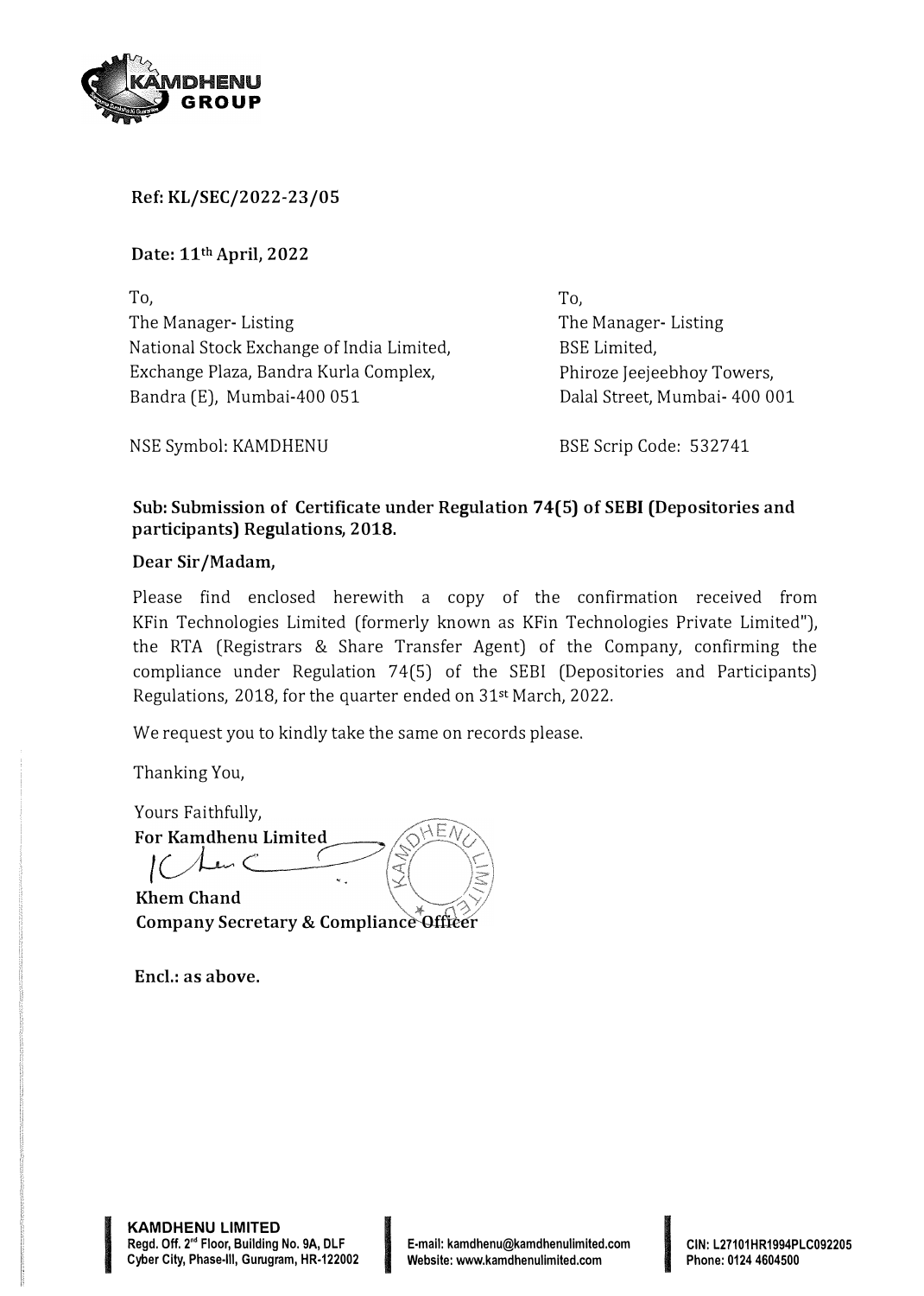**Ref: KL/SEC/2022-23/05**

**Date: 11th April, 2022**

To,
The Manager- Listing
National Stock Exchange of India Limited,
Exchange Plaza, Bandra Kurla Complex,
Bandra (E), Mumbai-400 051

NSE Symbol: KAMDHENU

To,
The Manager- Listing
BSE Limited,
Phiroze Jeejeebhoy Towers,
Dalal Street, Mumbai- 400 001

BSE Scrip Code: 532741

**Sub: Submission of Certificate under Regulation 74(5) of SEBI (Depositories and participants) Regulations, 2018.**

**Dear Sir/Madam,**

Please find enclosed herewith a copy of the confirmation received from KFin Technologies Limited (formerly known as KFin Technologies Private Limited"), the RTA (Registrars & Share Transfer Agent) of the Company, confirming the compliance under Regulation 74(5) of the SEBI (Depositories and Participants) Regulations, 2018, for the quarter ended on 31st March, 2022.

We request you to kindly take the same on records please.

Thanking You,

Yours Faithfully,
**For Kamdhenu Limited**

**Khem Chand**
**Company Secretary & Compliance Officer**

**Encl.: as above.**

**KAMDHENU LIMITED**
Regd. Off. 2nd Floor, Building No. 9A, DLF Cyber City, Phase-III, Gurugram, HR-122002
E-mail: kamdhenu@kamdhenulimited.com
Website: www.kamdhenulimited.com
CIN: L27101HR1994PLC092205
Phone: 0124 4604500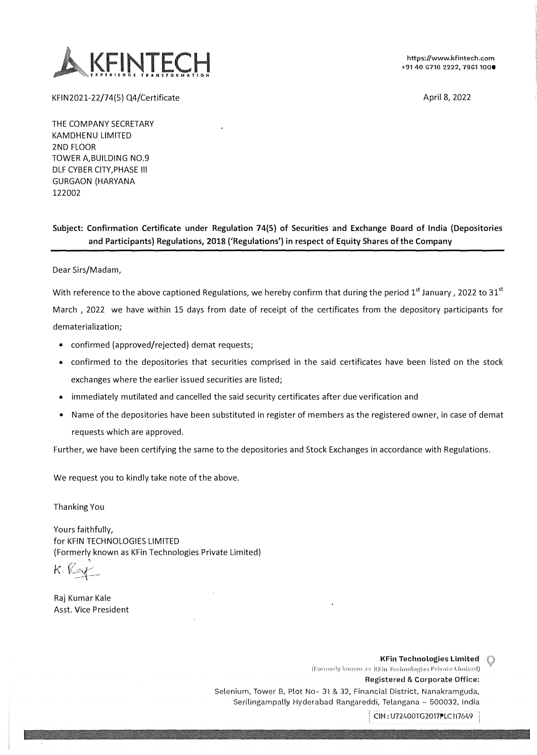KFINTECH
EXPERIENCE TRANSFORMATION

https://www.kfintech.com
+91 40 6716 2222, 7961 1000

KFIN2021-22/74(5) Q4/Certificate

April 8, 2022

THE COMPANY SECRETARY
KAMDHENU LIMITED
2ND FLOOR
TOWER A,BUILDING NO.9
DLF CYBER CITY,PHASE III
GURGAON (HARYANA
122002

**Subject: Confirmation Certificate under Regulation 74(5) of Securities and Exchange Board of India (Depositories and Participants) Regulations, 2018 ('Regulations') in respect of Equity Shares of the Company**

Dear Sirs/Madam,

With reference to the above captioned Regulations, we hereby confirm that during the period 1st January , 2022 to 31st March , 2022 we have within 15 days from date of receipt of the certificates from the depository participants for dematerialization;

- confirmed (approved/rejected) demat requests;
- confirmed to the depositories that securities comprised in the said certificates have been listed on the stock exchanges where the earlier issued securities are listed;
- immediately mutilated and cancelled the said security certificates after due verification and
- Name of the depositories have been substituted in register of members as the registered owner, in case of demat requests which are approved.

Further, we have been certifying the same to the depositories and Stock Exchanges in accordance with Regulations.

We request you to kindly take note of the above.

Thanking You

Yours faithfully,
for KFIN TECHNOLOGIES LIMITED
(Formerly known as KFin Technologies Private Limited)

K. Raj

Raj Kumar Kale
Asst. Vice President

**KFin Technologies Limited**
(Formerly known as KFin Technologies Private Limited)
**Registered & Corporate Office:**
Selenium, Tower B, Plot No- 31 & 32, Financial District, Nanakramguda,
Serilingampally Hyderabad Rangareddi, Telangana – 500032, India
CIN : U72400TG2017PLC117649